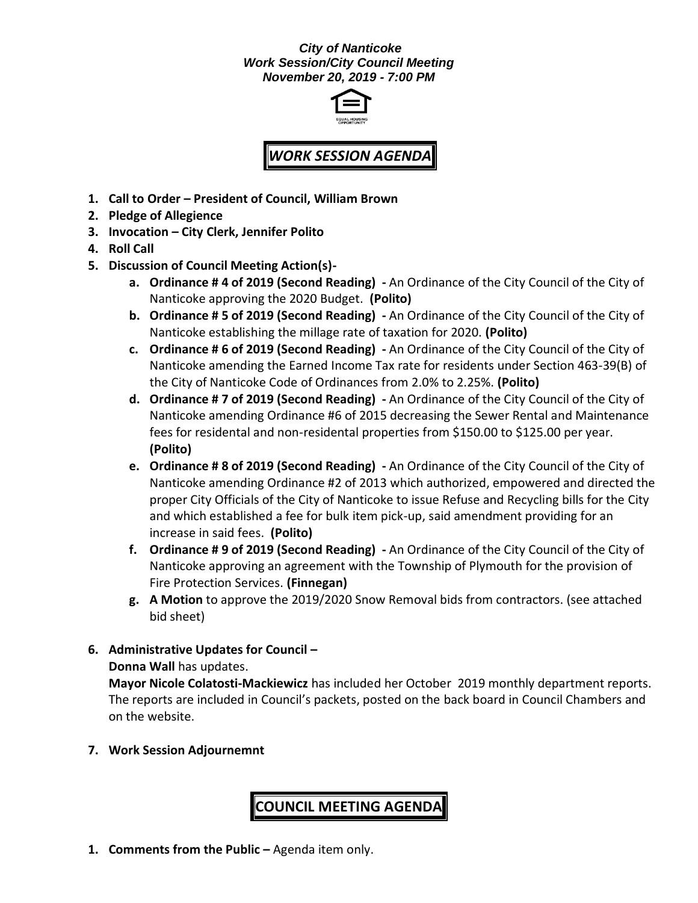***City of Nanticoke***
***Work Session/City Council Meeting***
***November 20, 2019 - 7:00 PM***

# *WORK SESSION AGENDA*

1. **Call to Order – President of Council, William Brown**
2. **Pledge of Allegience**
3. **Invocation – City Clerk, Jennifer Polito**
4. **Roll Call**
5. **Discussion of Council Meeting Action(s)-**
   a. **Ordinance # 4 of 2019 (Second Reading) -** An Ordinance of the City Council of the City of Nanticoke approving the 2020 Budget. **(Polito)**
   b. **Ordinance # 5 of 2019 (Second Reading) -** An Ordinance of the City Council of the City of Nanticoke establishing the millage rate of taxation for 2020. **(Polito)**
   c. **Ordinance # 6 of 2019 (Second Reading) -** An Ordinance of the City Council of the City of Nanticoke amending the Earned Income Tax rate for residents under Section 463-39(B) of the City of Nanticoke Code of Ordinances from 2.0% to 2.25%. **(Polito)**
   d. **Ordinance # 7 of 2019 (Second Reading) -** An Ordinance of the City Council of the City of Nanticoke amending Ordinance #6 of 2015 decreasing the Sewer Rental and Maintenance fees for residental and non-residental properties from $150.00 to $125.00 per year. **(Polito)**
   e. **Ordinance # 8 of 2019 (Second Reading) -** An Ordinance of the City Council of the City of Nanticoke amending Ordinance #2 of 2013 which authorized, empowered and directed the proper City Officials of the City of Nanticoke to issue Refuse and Recycling bills for the City and which established a fee for bulk item pick-up, said amendment providing for an increase in said fees. **(Polito)**
   f. **Ordinance # 9 of 2019 (Second Reading) -** An Ordinance of the City Council of the City of Nanticoke approving an agreement with the Township of Plymouth for the provision of Fire Protection Services. **(Finnegan)**
   g. **A Motion** to approve the 2019/2020 Snow Removal bids from contractors. (see attached bid sheet)
6. **Administrative Updates for Council –**
   **Donna Wall** has updates.
   **Mayor Nicole Colatosti-Mackiewicz** has included her October 2019 monthly department reports. The reports are included in Council's packets, posted on the back board in Council Chambers and on the website.
7. **Work Session Adjournemnt**

# COUNCIL MEETING AGENDA

1. **Comments from the Public –** Agenda item only.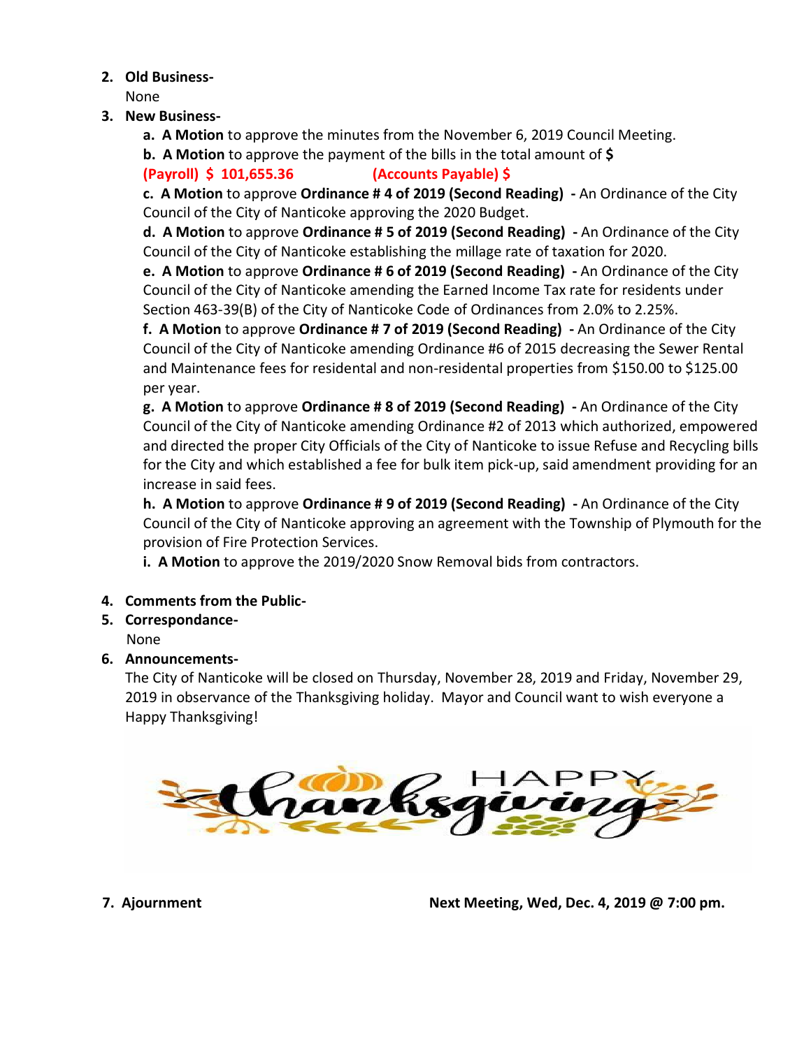2. **Old Business-**
   None
3. **New Business-**
   a. **A Motion** to approve the minutes from the November 6, 2019 Council Meeting.
   b. **A Motion** to approve the payment of the bills in the total amount of **$**
   **(Payroll) $ 101,655.36 (Accounts Payable) $**
   c. **A Motion** to approve **Ordinance # 4 of 2019 (Second Reading) -** An Ordinance of the City Council of the City of Nanticoke approving the 2020 Budget.
   d. **A Motion** to approve **Ordinance # 5 of 2019 (Second Reading) -** An Ordinance of the City Council of the City of Nanticoke establishing the millage rate of taxation for 2020.
   e. **A Motion** to approve **Ordinance # 6 of 2019 (Second Reading) -** An Ordinance of the City Council of the City of Nanticoke amending the Earned Income Tax rate for residents under Section 463-39(B) of the City of Nanticoke Code of Ordinances from 2.0% to 2.25%.
   f. **A Motion** to approve **Ordinance # 7 of 2019 (Second Reading) -** An Ordinance of the City Council of the City of Nanticoke amending Ordinance #6 of 2015 decreasing the Sewer Rental and Maintenance fees for residental and non-residental properties from $150.00 to $125.00 per year.
   g. **A Motion** to approve **Ordinance # 8 of 2019 (Second Reading) -** An Ordinance of the City Council of the City of Nanticoke amending Ordinance #2 of 2013 which authorized, empowered and directed the proper City Officials of the City of Nanticoke to issue Refuse and Recycling bills for the City and which established a fee for bulk item pick-up, said amendment providing for an increase in said fees.
   h. **A Motion** to approve **Ordinance # 9 of 2019 (Second Reading) -** An Ordinance of the City Council of the City of Nanticoke approving an agreement with the Township of Plymouth for the provision of Fire Protection Services.
   i. **A Motion** to approve the 2019/2020 Snow Removal bids from contractors.
4. **Comments from the Public-**
5. **Correspondance-**
   None
6. **Announcements-**
   The City of Nanticoke will be closed on Thursday, November 28, 2019 and Friday, November 29, 2019 in observance of the Thanksgiving holiday. Mayor and Council want to wish everyone a Happy Thanksgiving!

HAPPY Thanksgiving

7. **Ajournment** **Next Meeting, Wed, Dec. 4, 2019 @ 7:00 pm.**